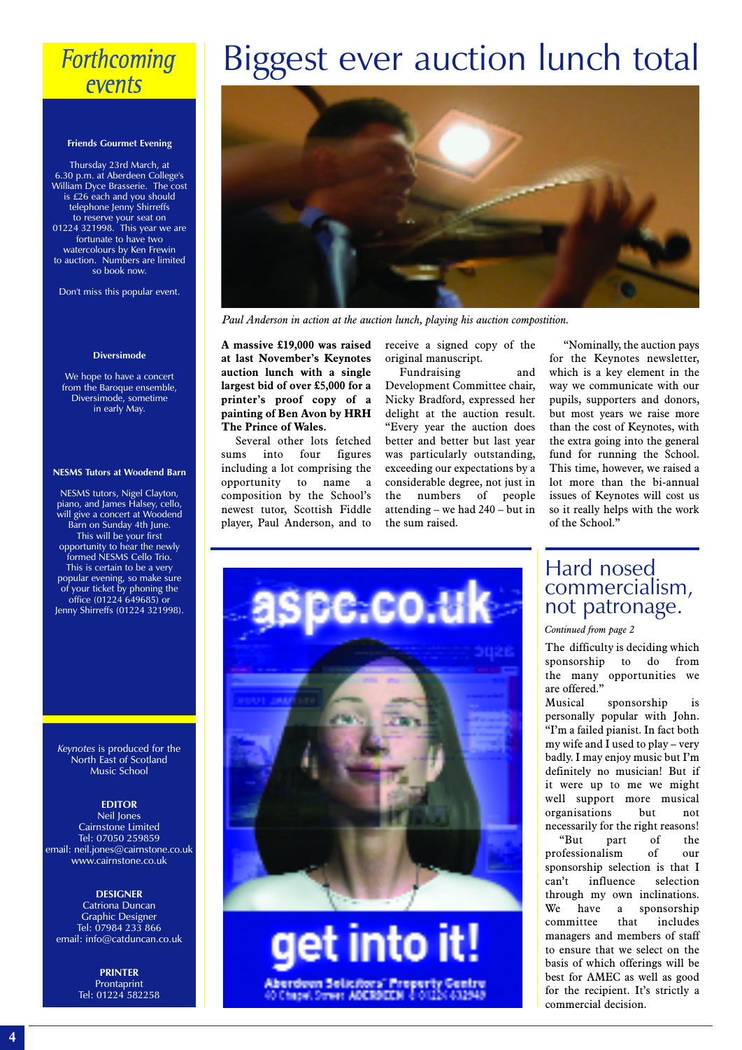## Forthcoming events

**Friends Gourmet Evening**

Thursday 23rd March, at 6.30 p.m. at Aberdeen College's William Dyce Brasserie. The cost is £26 each and you should telephone Jenny Shirreffs to reserve your seat on 01224 321998. This year we are fortunate to have two watercolours by Ken Frewin to auction. Numbers are limited so book now.

Don't miss this popular event.

**Diversimode**

We hope to have a concert from the Baroque ensemble, Diversimode, sometime in early May.

**NESMS Tutors at Woodend Barn**

NESMS tutors, Nigel Clayton, piano, and James Halsey, cello, will give a concert at Woodend Barn on Sunday 4th June. This will be your first opportunity to hear the newly formed NESMS Cello Trio. This is certain to be a very popular evening, so make sure of your ticket by phoning the office (01224 649685) or Jenny Shirreffs (01224 321998).

*Keynotes* is produced for the North East of Scotland Music School

**EDITOR**
Neil Jones
Cairnstone Limited
Tel: 07050 259859
email: neil.jones@cairnstone.co.uk
www.cairnstone.co.uk

**DESIGNER**
Catriona Duncan
Graphic Designer
Tel: 07984 233 866
email: info@catduncan.co.uk

**PRINTER**
Prontaprint
Tel: 01224 582258

# Biggest ever auction lunch total

*Paul Anderson in action at the auction lunch, playing his auction compostition.*

**A massive £19,000 was raised at last November's Keynotes auction lunch with a single largest bid of over £5,000 for a printer's proof copy of a painting of Ben Avon by HRH The Prince of Wales.**

Several other lots fetched sums into four figures including a lot comprising the opportunity to name a composition by the School's newest tutor, Scottish Fiddle player, Paul Anderson, and to receive a signed copy of the original manuscript.

Fundraising and Development Committee chair, Nicky Bradford, expressed her delight at the auction result. "Every year the auction does better and better but last year was particularly outstanding, exceeding our expectations by a considerable degree, not just in the numbers of people attending – we had 240 – but in the sum raised.

"Nominally, the auction pays for the Keynotes newsletter, which is a key element in the way we communicate with our pupils, supporters and donors, but most years we raise more than the cost of Keynotes, with the extra going into the general fund for running the School. This time, however, we raised a lot more than the bi-annual issues of Keynotes will cost us so it really helps with the work of the School."

aspc.co.uk

get into it!

Aberdeen Solicitors' Property Centre
40 Chapel Street ABERDEEN 01224 632949

## Hard nosed commercialism, not patronage.

*Continued from page 2*

The difficulty is deciding which sponsorship to do from the many opportunities we are offered."

Musical sponsorship is personally popular with John. "I'm a failed pianist. In fact both my wife and I used to play – very badly. I may enjoy music but I'm definitely no musician! But if it were up to me we might well support more musical organisations but not necessarily for the right reasons!

"But part of the professionalism of our sponsorship selection is that I can't influence selection through my own inclinations. We have a sponsorship committee that includes managers and members of staff to ensure that we select on the basis of which offerings will be best for AMEC as well as good for the recipient. It's strictly a commercial decision.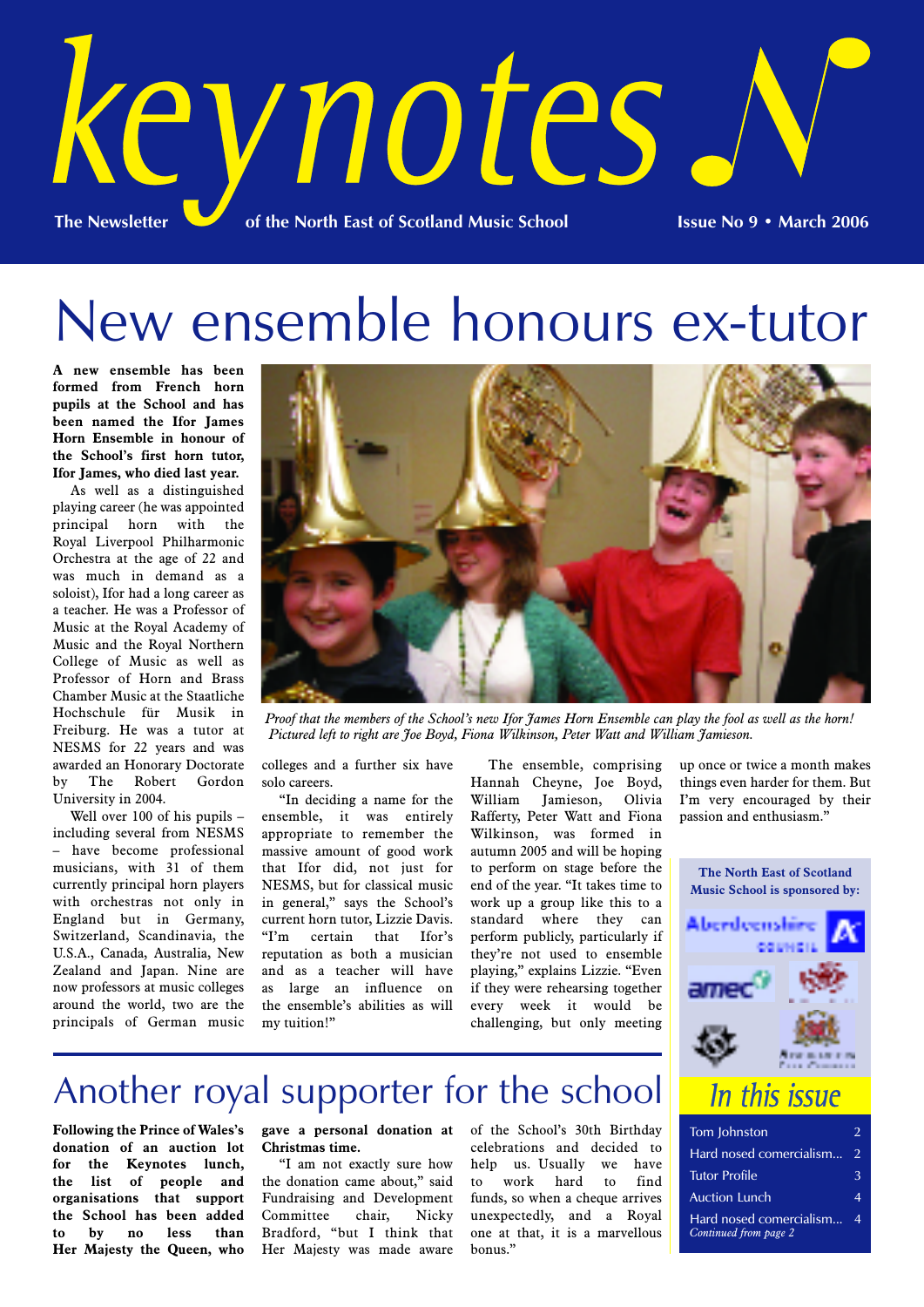# keynotes

The Newsletter of the North East of Scotland Music School

Issue No 9 • March 2006

# New ensemble honours ex-tutor

**A new ensemble has been formed from French horn pupils at the School and has been named the Ifor James Horn Ensemble in honour of the School's first horn tutor, Ifor James, who died last year.**

As well as a distinguished playing career (he was appointed principal horn with the Royal Liverpool Philharmonic Orchestra at the age of 22 and was much in demand as a soloist), Ifor had a long career as a teacher. He was a Professor of Music at the Royal Academy of Music and the Royal Northern College of Music as well as Professor of Horn and Brass Chamber Music at the Staatliche Hochschule für Musik in Freiburg. He was a tutor at NESMS for 22 years and was awarded an Honorary Doctorate by The Robert Gordon University in 2004.

Well over 100 of his pupils – including several from NESMS – have become professional musicians, with 31 of them currently principal horn players with orchestras not only in England but in Germany, Switzerland, Scandinavia, the U.S.A., Canada, Australia, New Zealand and Japan. Nine are now professors at music colleges around the world, two are the principals of German music colleges and a further six have solo careers.

"In deciding a name for the ensemble, it was entirely appropriate to remember the massive amount of good work that Ifor did, not just for NESMS, but for classical music in general," says the School's current horn tutor, Lizzie Davis. "I'm certain that Ifor's reputation as both a musician and as a teacher will have as large an influence on the ensemble's abilities as will my tuition!"

*Proof that the members of the School's new Ifor James Horn Ensemble can play the fool as well as the horn! Pictured left to right are Joe Boyd, Fiona Wilkinson, Peter Watt and William Jamieson.*

The ensemble, comprising Hannah Cheyne, Joe Boyd, William Jamieson, Olivia Rafferty, Peter Watt and Fiona Wilkinson, was formed in autumn 2005 and will be hoping to perform on stage before the end of the year. "It takes time to work up a group like this to a standard where they can perform publicly, particularly if they're not used to ensemble playing," explains Lizzie. "Even if they were rehearsing together every week it would be challenging, but only meeting up once or twice a month makes things even harder for them. But I'm very encouraged by their passion and enthusiasm."

**The North East of Scotland Music School is sponsored by:**

# Another royal supporter for the school

**Following the Prince of Wales's donation of an auction lot for the Keynotes lunch, the list of people and organisations that support the School has been added to by no less than Her Majesty the Queen, who gave a personal donation at Christmas time.**

"I am not exactly sure how the donation came about," said Fundraising and Development Committee chair, Nicky Bradford, "but I think that Her Majesty was made aware of the School's 30th Birthday celebrations and decided to help us. Usually we have to work hard to find funds, so when a cheque arrives unexpectedly, and a Royal one at that, it is a marvellous bonus."

## In this issue

| | |
|---|---|
| Tom Johnston | 2 |
| Hard nosed comercialism... | 2 |
| Tutor Profile | 3 |
| Auction Lunch | 4 |
| Hard nosed comercialism... *Continued from page 2* | 4 |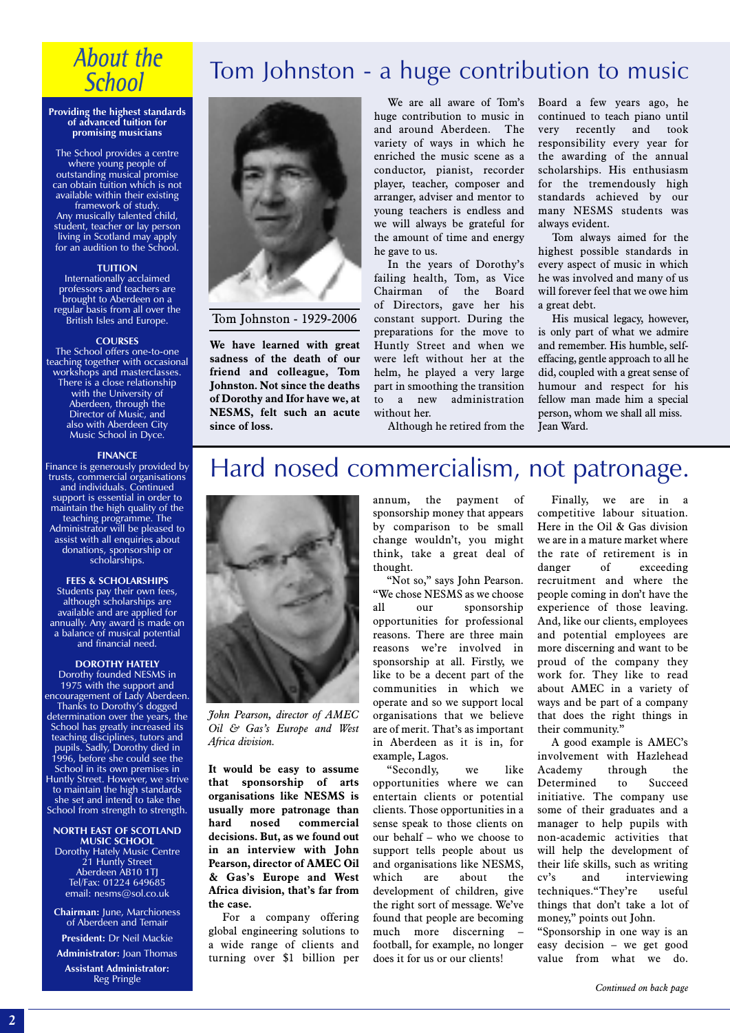# About the School

**Providing the highest standards of advanced tuition for promising musicians**

The School provides a centre where young people of outstanding musical promise can obtain tuition which is not available within their existing framework of study.
Any musically talented child, student, teacher or lay person living in Scotland may apply for an audition to the School.

**TUITION**
Internationally acclaimed professors and teachers are brought to Aberdeen on a regular basis from all over the British Isles and Europe.

**COURSES**
The School offers one-to-one teaching together with occasional workshops and masterclasses. There is a close relationship with the University of Aberdeen, through the Director of Music, and also with Aberdeen City Music School in Dyce.

**FINANCE**
Finance is generously provided by trusts, commercial organisations and individuals. Continued support is essential in order to maintain the high quality of the teaching programme. The Administrator will be pleased to assist with all enquiries about donations, sponsorship or scholarships.

**FEES & SCHOLARSHIPS**
Students pay their own fees, although scholarships are available and are applied for annually. Any award is made on a balance of musical potential and financial need.

**DOROTHY HATELY**
Dorothy founded NESMS in 1975 with the support and encouragement of Lady Aberdeen. Thanks to Dorothy's dogged determination over the years, the School has greatly increased its teaching disciplines, tutors and pupils. Sadly, Dorothy died in 1996, before she could see the School in its own premises in Huntly Street. However, we strive to maintain the high standards she set and intend to take the School from strength to strength.

**NORTH EAST OF SCOTLAND MUSIC SCHOOL**
Dorothy Hately Music Centre
21 Huntly Street
Aberdeen AB10 1TJ
Tel/Fax: 01224 649685
email: nesms@sol.co.uk

**Chairman:** June, Marchioness of Aberdeen and Temair

**President:** Dr Neil Mackie

**Administrator:** Joan Thomas

**Assistant Administrator:** Reg Pringle

# Tom Johnston - a huge contribution to music

Tom Johnston - 1929-2006

**We have learned with great sadness of the death of our friend and colleague, Tom Johnston. Not since the deaths of Dorothy and Ifor have we, at NESMS, felt such an acute since of loss.**

We are all aware of Tom's huge contribution to music in and around Aberdeen. The variety of ways in which he enriched the music scene as a conductor, pianist, recorder player, teacher, composer and arranger, adviser and mentor to young teachers is endless and we will always be grateful for the amount of time and energy he gave to us.

In the years of Dorothy's failing health, Tom, as Vice Chairman of the Board of Directors, gave her his constant support. During the preparations for the move to Huntly Street and when we were left without her at the helm, he played a very large part in smoothing the transition to a new administration without her.

Although he retired from the Board a few years ago, he continued to teach piano until very recently and took responsibility every year for the awarding of the annual scholarships. His enthusiasm for the tremendously high standards achieved by our many NESMS students was always evident.

Tom always aimed for the highest possible standards in every aspect of music in which he was involved and many of us will forever feel that we owe him a great debt.

His musical legacy, however, is only part of what we admire and remember. His humble, self-effacing, gentle approach to all he did, coupled with a great sense of humour and respect for his fellow man made him a special person, whom we shall all miss.
Jean Ward.

# Hard nosed commercialism, not patronage.

*John Pearson, director of AMEC Oil & Gas's Europe and West Africa division.*

**It would be easy to assume that sponsorship of arts organisations like NESMS is usually more patronage than hard nosed commercial decisions. But, as we found out in an interview with John Pearson, director of AMEC Oil & Gas's Europe and West Africa division, that's far from the case.**

For a company offering global engineering solutions to a wide range of clients and turning over $1 billion per annum, the payment of sponsorship money that appears by comparison to be small change wouldn't, you might think, take a great deal of thought.

"Not so," says John Pearson. "We chose NESMS as we choose all our sponsorship opportunities for professional reasons. There are three main reasons we're involved in sponsorship at all. Firstly, we like to be a decent part of the communities in which we operate and so we support local organisations that we believe are of merit. That's as important in Aberdeen as it is in, for example, Lagos.

"Secondly, we like opportunities where we can entertain clients or potential clients. Those opportunities in a sense speak to those clients on our behalf – who we choose to support tells people about us and organisations like NESMS, which are about the development of children, give the right sort of message. We've found that people are becoming much more discerning – football, for example, no longer does it for us or our clients!

Finally, we are in a competitive labour situation. Here in the Oil & Gas division we are in a mature market where the rate of retirement is in danger of exceeding recruitment and where the people coming in don't have the experience of those leaving. And, like our clients, employees and potential employees are more discerning and want to be proud of the company they work for. They like to read about AMEC in a variety of ways and be part of a company that does the right things in their community."

A good example is AMEC's involvement with Hazlehead Academy through the Determined to Succeed initiative. The company use some of their graduates and a manager to help pupils with non-academic activities that will help the development of their life skills, such as writing cv's and interviewing techniques."They're useful things that don't take a lot of money," points out John.

"Sponsorship in one way is an easy decision – we get good value from what we do.

*Continued on back page*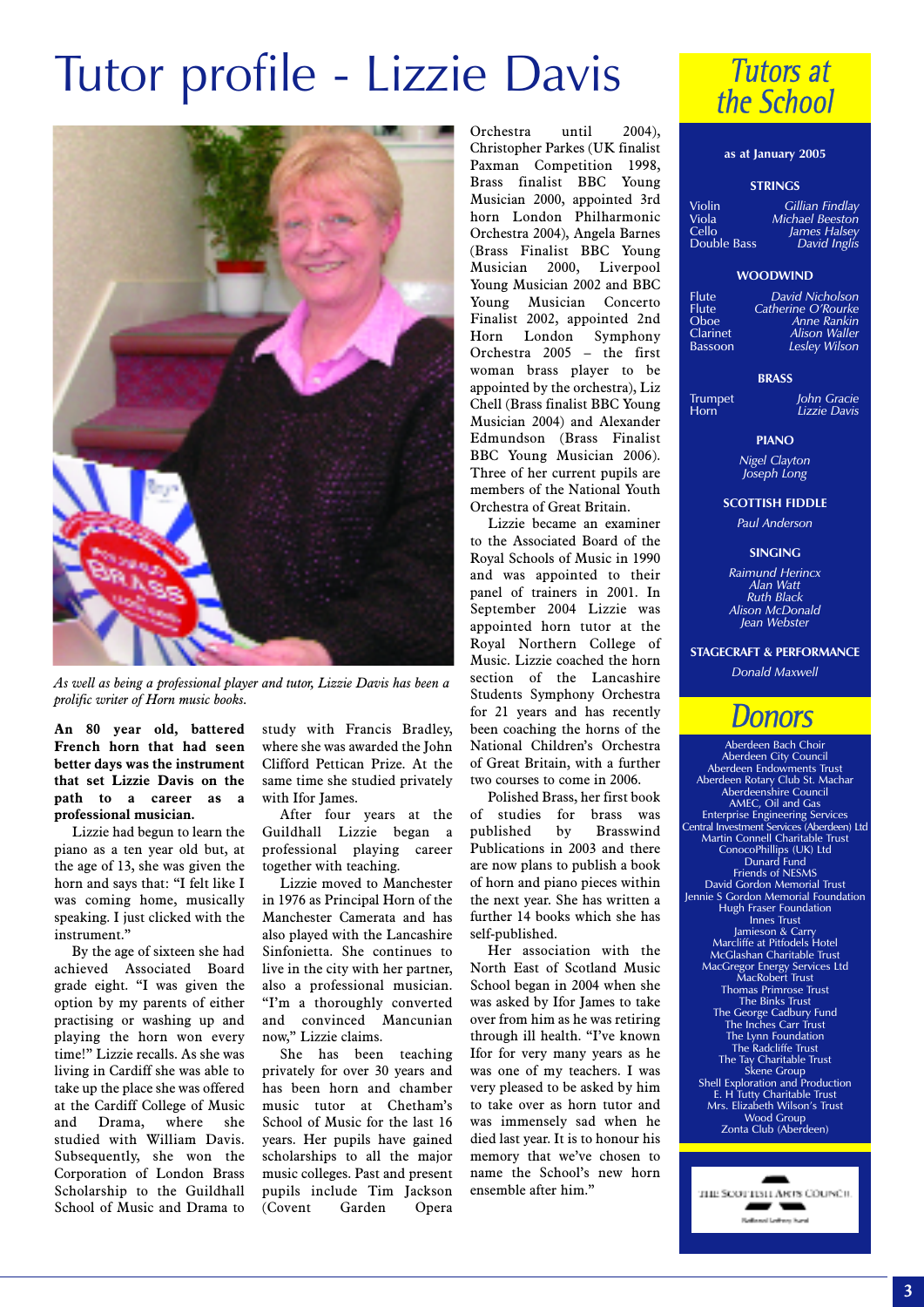# Tutor profile - Lizzie Davis

*As well as being a professional player and tutor, Lizzie Davis has been a prolific writer of Horn music books.*

**An 80 year old, battered French horn that had seen better days was the instrument that set Lizzie Davis on the path to a career as a professional musician.**

Lizzie had begun to learn the piano as a ten year old but, at the age of 13, she was given the horn and says that: "I felt like I was coming home, musically speaking. I just clicked with the instrument."

By the age of sixteen she had achieved Associated Board grade eight. "I was given the option by my parents of either practising or washing up and playing the horn won every time!" Lizzie recalls. As she was living in Cardiff she was able to take up the place she was offered at the Cardiff College of Music and Drama, where she studied with William Davis. Subsequently, she won the Corporation of London Brass Scholarship to the Guildhall School of Music and Drama to study with Francis Bradley, where she was awarded the John Clifford Pettican Prize. At the same time she studied privately with Ifor James.

After four years at the Guildhall Lizzie began a professional playing career together with teaching.

Lizzie moved to Manchester in 1976 as Principal Horn of the Manchester Camerata and has also played with the Lancashire Sinfonietta. She continues to live in the city with her partner, also a professional musician. "I'm a thoroughly converted and convinced Mancunian now," Lizzie claims.

She has been teaching privately for over 30 years and has been horn and chamber music tutor at Chetham's School of Music for the last 16 years. Her pupils have gained scholarships to all the major music colleges. Past and present pupils include Tim Jackson (Covent Garden Opera Orchestra until 2004), Christopher Parkes (UK finalist Paxman Competition 1998, Brass finalist BBC Young Musician 2000, appointed 3rd horn London Philharmonic Orchestra 2004), Angela Barnes (Brass Finalist BBC Young Musician 2000, Liverpool Young Musician 2002 and BBC Young Musician Concerto Finalist 2002, appointed 2nd Horn London Symphony Orchestra 2005 – the first woman brass player to be appointed by the orchestra), Liz Chell (Brass finalist BBC Young Musician 2004) and Alexander Edmundson (Brass Finalist BBC Young Musician 2006). Three of her current pupils are members of the National Youth Orchestra of Great Britain.

Lizzie became an examiner to the Associated Board of the Royal Schools of Music in 1990 and was appointed to their panel of trainers in 2001. In September 2004 Lizzie was appointed horn tutor at the Royal Northern College of Music. Lizzie coached the horn section of the Lancashire Students Symphony Orchestra for 21 years and has recently been coaching the horns of the National Children's Orchestra of Great Britain, with a further two courses to come in 2006.

Polished Brass, her first book of studies for brass was published by Brasswind Publications in 2003 and there are now plans to publish a book of horn and piano pieces within the next year. She has written a further 14 books which she has self-published.

Her association with the North East of Scotland Music School began in 2004 when she was asked by Ifor James to take over from him as he was retiring through ill health. "I've known Ifor for very many years as he was one of my teachers. I was very pleased to be asked by him to take over as horn tutor and was immensely sad when he died last year. It is to honour his memory that we've chosen to name the School's new horn ensemble after him."

## Tutors at the School

**as at January 2005**

**STRINGS**

| | |
|---|---|
| Violin | *Gillian Findlay* |
| Viola | *Michael Beeston* |
| Cello | *James Halsey* |
| Double Bass | *David Inglis* |

**WOODWIND**

| | |
|---|---|
| Flute | *David Nicholson* |
| Flute | *Catherine O'Rourke* |
| Oboe | *Anne Rankin* |
| Clarinet | *Alison Waller* |
| Bassoon | *Lesley Wilson* |

**BRASS**

| | |
|---|---|
| Trumpet | *John Gracie* |
| Horn | *Lizzie Davis* |

**PIANO**

*Nigel Clayton*
*Joseph Long*

**SCOTTISH FIDDLE**

*Paul Anderson*

**SINGING**

*Raimund Herincx*
*Alan Watt*
*Ruth Black*
*Alison McDonald*
*Jean Webster*

**STAGECRAFT & PERFORMANCE**

*Donald Maxwell*

## Donors

Aberdeen Bach Choir
Aberdeen City Council
Aberdeen Endowments Trust
Aberdeen Rotary Club St. Machar
Aberdeenshire Council
AMEC, Oil and Gas
Enterprise Engineering Services
Central Investment Services (Aberdeen) Ltd
Martin Connell Charitable Trust
ConocoPhillips (UK) Ltd
Dunard Fund
Friends of NESMS
David Gordon Memorial Trust
Jennie S Gordon Memorial Foundation
Hugh Fraser Foundation
Innes Trust
Jamieson & Carry
Marcliffe at Pitfodels Hotel
McGlashan Charitable Trust
MacGregor Energy Services Ltd
MacRobert Trust
Thomas Primrose Trust
The Binks Trust
The George Cadbury Fund
The Inches Carr Trust
The Lynn Foundation
The Radcliffe Trust
The Tay Charitable Trust
Skene Group
Shell Exploration and Production
E. H Tutty Charitable Trust
Mrs. Elizabeth Wilson's Trust
Wood Group
Zonta Club (Aberdeen)

THE SCOTTISH ARTS COUNCIL
National Lottery Fund